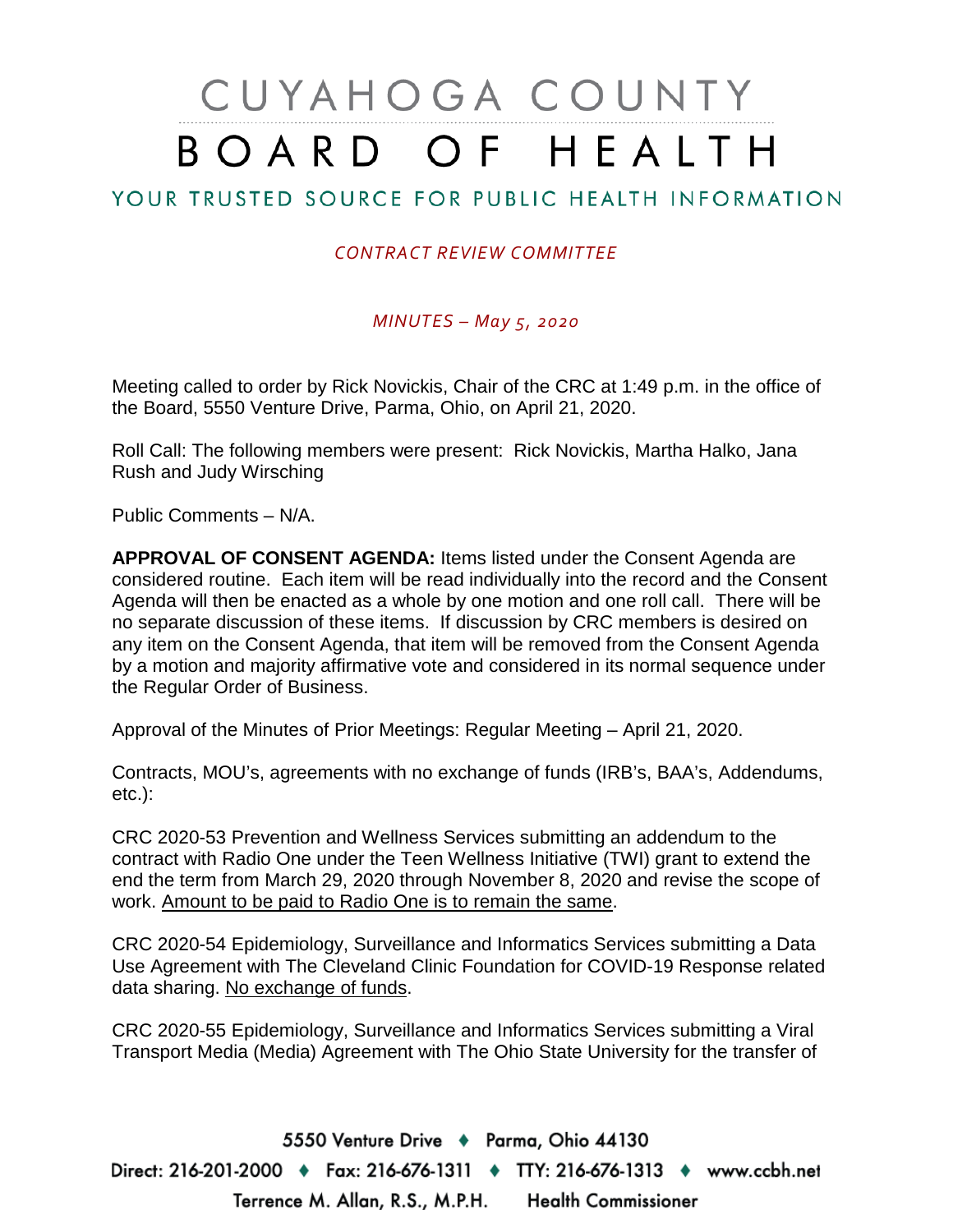# CUYAHOGA COUNTY BOARD OF HEALTH

## YOUR TRUSTED SOURCE FOR PUBLIC HEALTH INFORMATION

*CONTRACT REVIEW COMMITTEE*

*MINUTES – May 5, 2020*

Meeting called to order by Rick Novickis, Chair of the CRC at 1:49 p.m. in the office of the Board, 5550 Venture Drive, Parma, Ohio, on April 21, 2020.

Roll Call: The following members were present: Rick Novickis, Martha Halko, Jana Rush and Judy Wirsching

Public Comments – N/A.

**APPROVAL OF CONSENT AGENDA:** Items listed under the Consent Agenda are considered routine. Each item will be read individually into the record and the Consent Agenda will then be enacted as a whole by one motion and one roll call. There will be no separate discussion of these items. If discussion by CRC members is desired on any item on the Consent Agenda, that item will be removed from the Consent Agenda by a motion and majority affirmative vote and considered in its normal sequence under the Regular Order of Business.

Approval of the Minutes of Prior Meetings: Regular Meeting – April 21, 2020.

Contracts, MOU's, agreements with no exchange of funds (IRB's, BAA's, Addendums, etc.):

CRC 2020-53 Prevention and Wellness Services submitting an addendum to the contract with Radio One under the Teen Wellness Initiative (TWI) grant to extend the end the term from March 29, 2020 through November 8, 2020 and revise the scope of work. <u>Amount to be paid to Radio One is to remain the same</u>.

CRC 2020-54 Epidemiology, Surveillance and Informatics Services submitting a Data Use Agreement with The Cleveland Clinic Foundation for COVID-19 Response related data sharing. <u>No exchange of funds</u>.

CRC 2020-55 Epidemiology, Surveillance and Informatics Services submitting a Viral Transport Media (Media) Agreement with The Ohio State University for the transfer of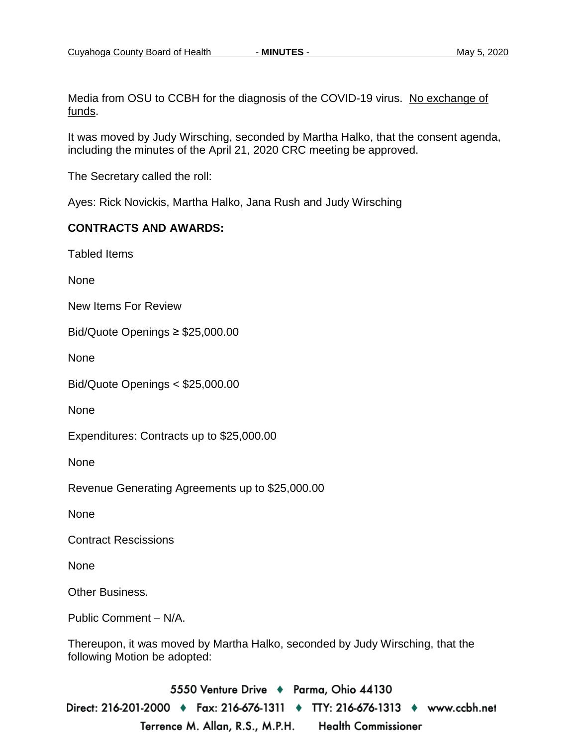Media from OSU to CCBH for the diagnosis of the COVID-19 virus. <u>No exchange of funds</u>.

It was moved by Judy Wirsching, seconded by Martha Halko, that the consent agenda, including the minutes of the April 21, 2020 CRC meeting be approved.

The Secretary called the roll:

Ayes: Rick Novickis, Martha Halko, Jana Rush and Judy Wirsching

**CONTRACTS AND AWARDS:**

Tabled Items

None

New Items For Review

Bid/Quote Openings ≥ $25,000.00

None

Bid/Quote Openings < $25,000.00

None

Expenditures: Contracts up to $25,000.00

None

Revenue Generating Agreements up to $25,000.00

None

Contract Rescissions

None

Other Business.

Public Comment – N/A.

Thereupon, it was moved by Martha Halko, seconded by Judy Wirsching, that the following Motion be adopted: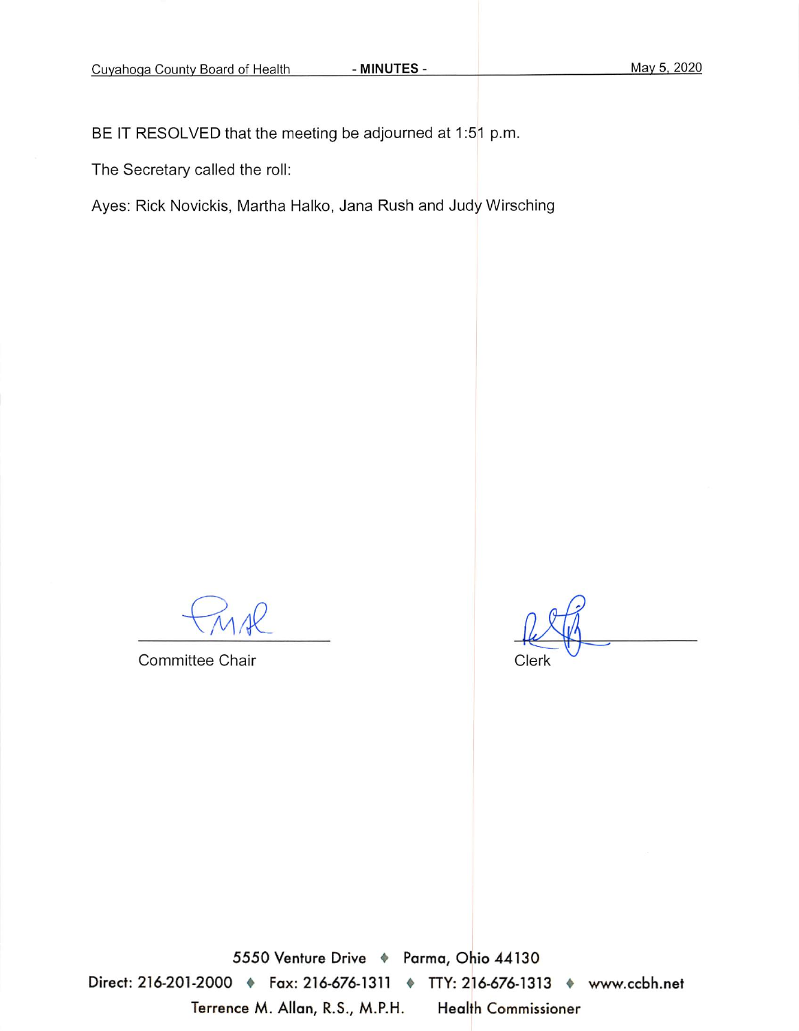BE IT RESOLVED that the meeting be adjourned at 1:51 p.m.

The Secretary called the roll:

Ayes: Rick Novickis, Martha Halko, Jana Rush and Judy Wirsching

Committee Chair

Clerk

5550 Venture Drive ♦ Parma, Ohio 44130

Direct: 216-201-2000 ♦ Fax: 216-676-1311 ♦ TTY: 216-676-1313 ♦ www.ccbh.net

Terrence M. Allan, R.S., M.P.H. Health Commissioner